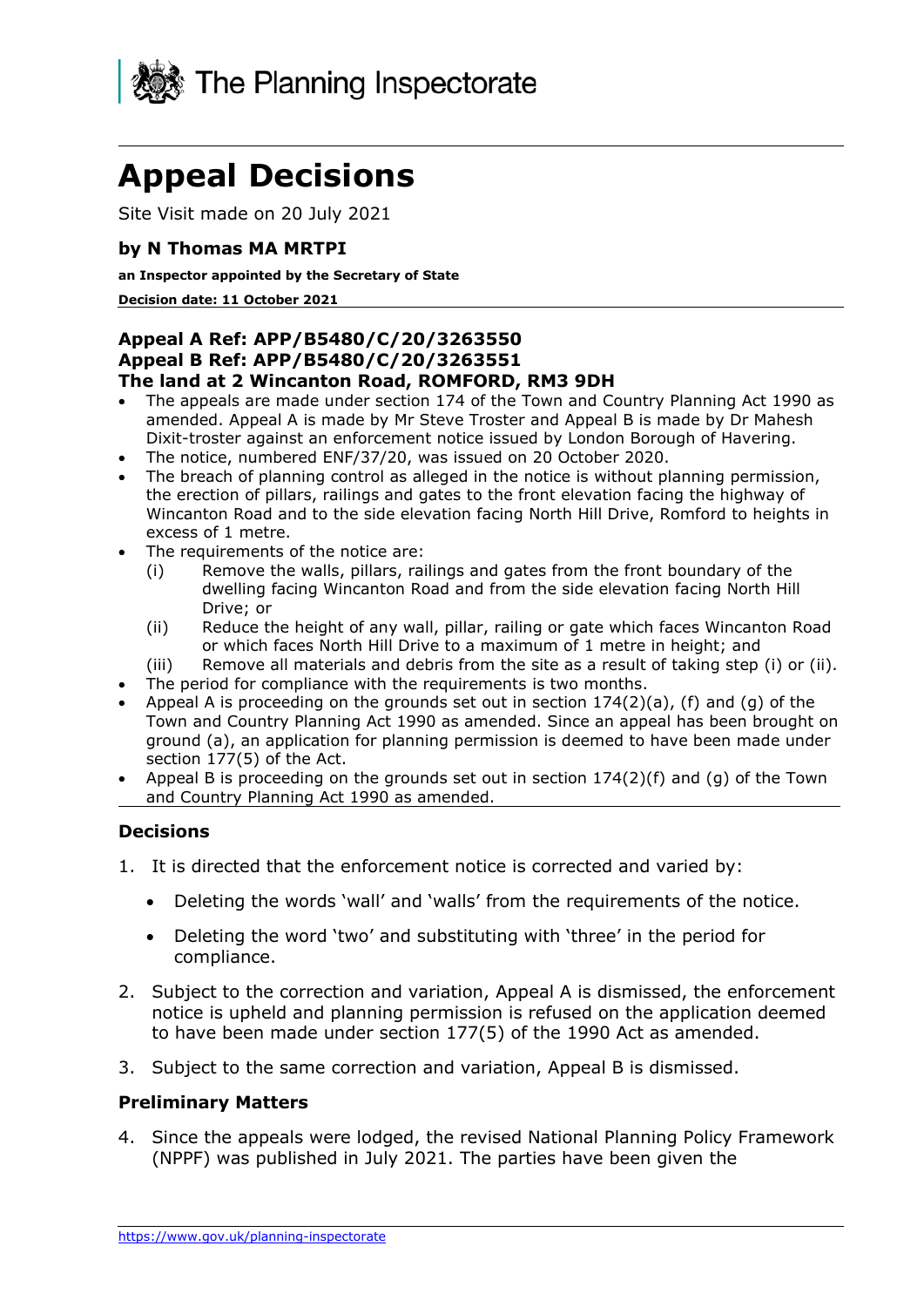The Planning Inspectorate

# Appeal Decisions

Site Visit made on 20 July 2021

**by N Thomas MA MRTPI**

**an Inspector appointed by the Secretary of State**

**Decision date: 11 October 2021**

**Appeal A Ref: APP/B5480/C/20/3263550**
**Appeal B Ref: APP/B5480/C/20/3263551**
**The land at 2 Wincanton Road, ROMFORD, RM3 9DH**

- The appeals are made under section 174 of the Town and Country Planning Act 1990 as amended. Appeal A is made by Mr Steve Troster and Appeal B is made by Dr Mahesh Dixit-troster against an enforcement notice issued by London Borough of Havering.
- The notice, numbered ENF/37/20, was issued on 20 October 2020.
- The breach of planning control as alleged in the notice is without planning permission, the erection of pillars, railings and gates to the front elevation facing the highway of Wincanton Road and to the side elevation facing North Hill Drive, Romford to heights in excess of 1 metre.
- The requirements of the notice are:
  - (i) Remove the walls, pillars, railings and gates from the front boundary of the dwelling facing Wincanton Road and from the side elevation facing North Hill Drive; or
  - (ii) Reduce the height of any wall, pillar, railing or gate which faces Wincanton Road or which faces North Hill Drive to a maximum of 1 metre in height; and
  - (iii) Remove all materials and debris from the site as a result of taking step (i) or (ii).
- The period for compliance with the requirements is two months.
- Appeal A is proceeding on the grounds set out in section 174(2)(a), (f) and (g) of the Town and Country Planning Act 1990 as amended. Since an appeal has been brought on ground (a), an application for planning permission is deemed to have been made under section 177(5) of the Act.
- Appeal B is proceeding on the grounds set out in section 174(2)(f) and (g) of the Town and Country Planning Act 1990 as amended.

## Decisions

1. It is directed that the enforcement notice is corrected and varied by:
   - Deleting the words 'wall' and 'walls' from the requirements of the notice.
   - Deleting the word 'two' and substituting with 'three' in the period for compliance.
2. Subject to the correction and variation, Appeal A is dismissed, the enforcement notice is upheld and planning permission is refused on the application deemed to have been made under section 177(5) of the 1990 Act as amended.
3. Subject to the same correction and variation, Appeal B is dismissed.

## Preliminary Matters

4. Since the appeals were lodged, the revised National Planning Policy Framework (NPPF) was published in July 2021. The parties have been given the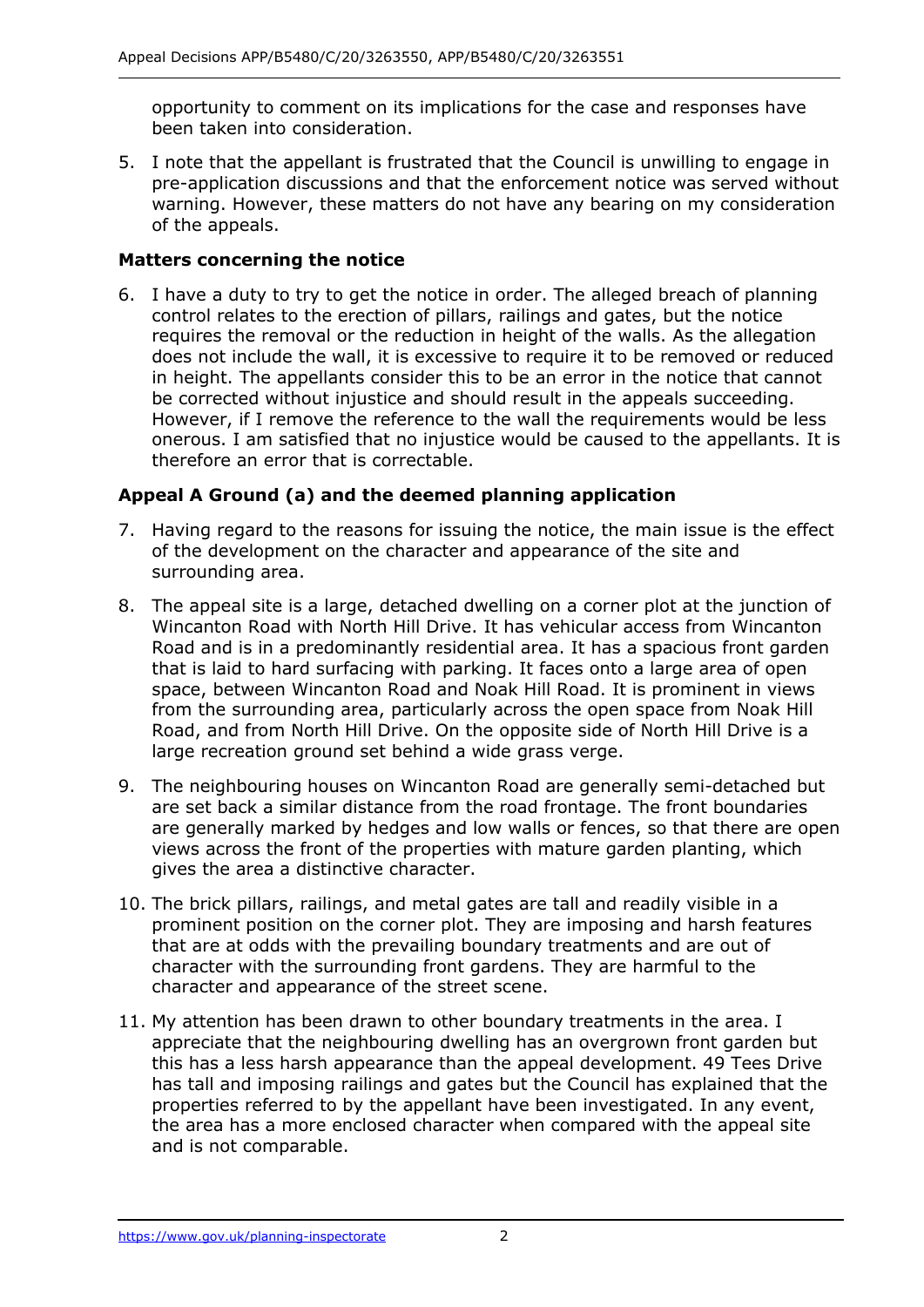opportunity to comment on its implications for the case and responses have been taken into consideration.

5. I note that the appellant is frustrated that the Council is unwilling to engage in pre-application discussions and that the enforcement notice was served without warning. However, these matters do not have any bearing on my consideration of the appeals.

### Matters concerning the notice

6. I have a duty to try to get the notice in order. The alleged breach of planning control relates to the erection of pillars, railings and gates, but the notice requires the removal or the reduction in height of the walls. As the allegation does not include the wall, it is excessive to require it to be removed or reduced in height. The appellants consider this to be an error in the notice that cannot be corrected without injustice and should result in the appeals succeeding. However, if I remove the reference to the wall the requirements would be less onerous. I am satisfied that no injustice would be caused to the appellants. It is therefore an error that is correctable.

### Appeal A Ground (a) and the deemed planning application

7. Having regard to the reasons for issuing the notice, the main issue is the effect of the development on the character and appearance of the site and surrounding area.

8. The appeal site is a large, detached dwelling on a corner plot at the junction of Wincanton Road with North Hill Drive. It has vehicular access from Wincanton Road and is in a predominantly residential area. It has a spacious front garden that is laid to hard surfacing with parking. It faces onto a large area of open space, between Wincanton Road and Noak Hill Road. It is prominent in views from the surrounding area, particularly across the open space from Noak Hill Road, and from North Hill Drive. On the opposite side of North Hill Drive is a large recreation ground set behind a wide grass verge.

9. The neighbouring houses on Wincanton Road are generally semi-detached but are set back a similar distance from the road frontage. The front boundaries are generally marked by hedges and low walls or fences, so that there are open views across the front of the properties with mature garden planting, which gives the area a distinctive character.

10. The brick pillars, railings, and metal gates are tall and readily visible in a prominent position on the corner plot. They are imposing and harsh features that are at odds with the prevailing boundary treatments and are out of character with the surrounding front gardens. They are harmful to the character and appearance of the street scene.

11. My attention has been drawn to other boundary treatments in the area. I appreciate that the neighbouring dwelling has an overgrown front garden but this has a less harsh appearance than the appeal development. 49 Tees Drive has tall and imposing railings and gates but the Council has explained that the properties referred to by the appellant have been investigated. In any event, the area has a more enclosed character when compared with the appeal site and is not comparable.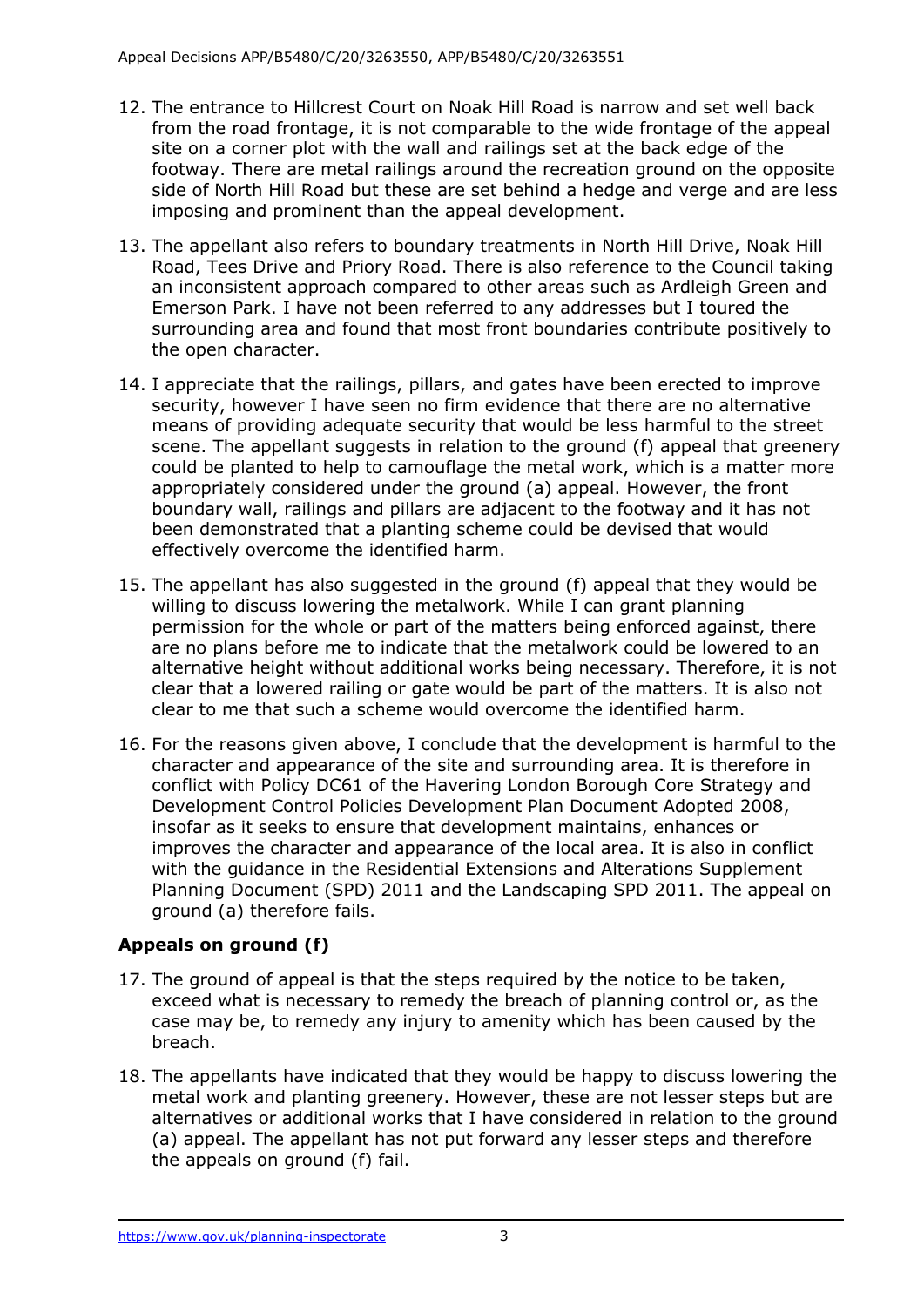12. The entrance to Hillcrest Court on Noak Hill Road is narrow and set well back from the road frontage, it is not comparable to the wide frontage of the appeal site on a corner plot with the wall and railings set at the back edge of the footway. There are metal railings around the recreation ground on the opposite side of North Hill Road but these are set behind a hedge and verge and are less imposing and prominent than the appeal development.

13. The appellant also refers to boundary treatments in North Hill Drive, Noak Hill Road, Tees Drive and Priory Road. There is also reference to the Council taking an inconsistent approach compared to other areas such as Ardleigh Green and Emerson Park. I have not been referred to any addresses but I toured the surrounding area and found that most front boundaries contribute positively to the open character.

14. I appreciate that the railings, pillars, and gates have been erected to improve security, however I have seen no firm evidence that there are no alternative means of providing adequate security that would be less harmful to the street scene. The appellant suggests in relation to the ground (f) appeal that greenery could be planted to help to camouflage the metal work, which is a matter more appropriately considered under the ground (a) appeal. However, the front boundary wall, railings and pillars are adjacent to the footway and it has not been demonstrated that a planting scheme could be devised that would effectively overcome the identified harm.

15. The appellant has also suggested in the ground (f) appeal that they would be willing to discuss lowering the metalwork. While I can grant planning permission for the whole or part of the matters being enforced against, there are no plans before me to indicate that the metalwork could be lowered to an alternative height without additional works being necessary. Therefore, it is not clear that a lowered railing or gate would be part of the matters. It is also not clear to me that such a scheme would overcome the identified harm.

16. For the reasons given above, I conclude that the development is harmful to the character and appearance of the site and surrounding area. It is therefore in conflict with Policy DC61 of the Havering London Borough Core Strategy and Development Control Policies Development Plan Document Adopted 2008, insofar as it seeks to ensure that development maintains, enhances or improves the character and appearance of the local area. It is also in conflict with the guidance in the Residential Extensions and Alterations Supplement Planning Document (SPD) 2011 and the Landscaping SPD 2011. The appeal on ground (a) therefore fails.

### Appeals on ground (f)

17. The ground of appeal is that the steps required by the notice to be taken, exceed what is necessary to remedy the breach of planning control or, as the case may be, to remedy any injury to amenity which has been caused by the breach.

18. The appellants have indicated that they would be happy to discuss lowering the metal work and planting greenery. However, these are not lesser steps but are alternatives or additional works that I have considered in relation to the ground (a) appeal. The appellant has not put forward any lesser steps and therefore the appeals on ground (f) fail.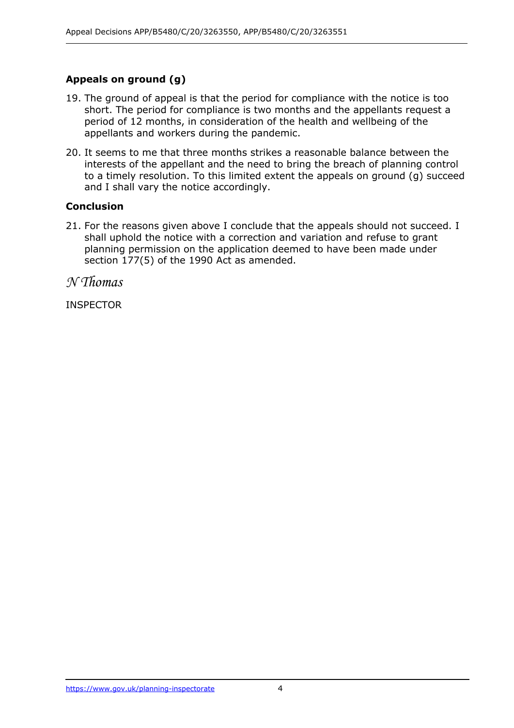### Appeals on ground (g)

19. The ground of appeal is that the period for compliance with the notice is too short. The period for compliance is two months and the appellants request a period of 12 months, in consideration of the health and wellbeing of the appellants and workers during the pandemic.

20. It seems to me that three months strikes a reasonable balance between the interests of the appellant and the need to bring the breach of planning control to a timely resolution. To this limited extent the appeals on ground (g) succeed and I shall vary the notice accordingly.

### Conclusion

21. For the reasons given above I conclude that the appeals should not succeed. I shall uphold the notice with a correction and variation and refuse to grant planning permission on the application deemed to have been made under section 177(5) of the 1990 Act as amended.

*N Thomas*

INSPECTOR